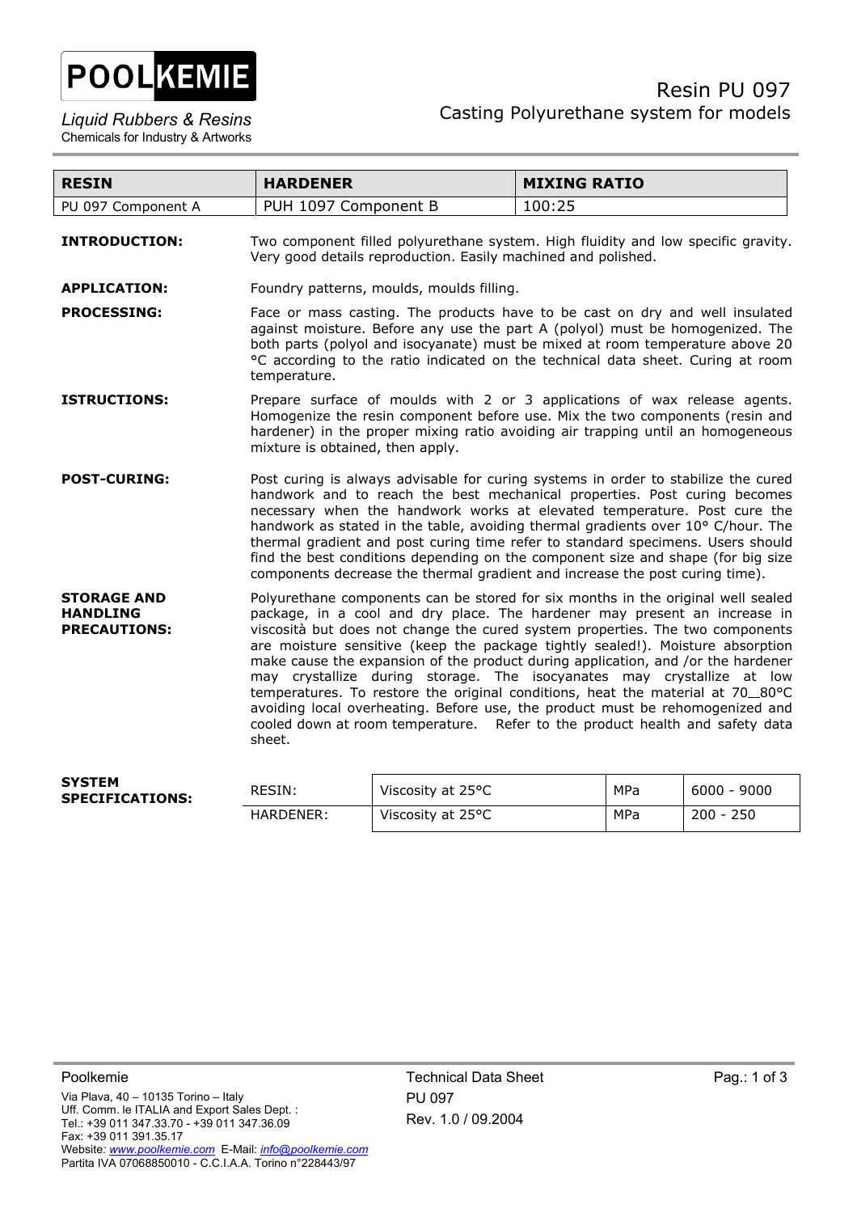**POOLKEMIE**

*Liquid Rubbers & Resins*
Chemicals for Industry & Artworks

# Resin PU 097

## Casting Polyurethane system for models

| RESIN | HARDENER | MIXING RATIO |
|---|---|---|
| PU 097 Component A | PUH 1097 Component B | 100:25 |

**INTRODUCTION:** Two component filled polyurethane system. High fluidity and low specific gravity. Very good details reproduction. Easily machined and polished.

**APPLICATION:** Foundry patterns, moulds, moulds filling.

**PROCESSING:** Face or mass casting. The products have to be cast on dry and well insulated against moisture. Before any use the part A (polyol) must be homogenized. The both parts (polyol and isocyanate) must be mixed at room temperature above 20 °C according to the ratio indicated on the technical data sheet. Curing at room temperature.

**ISTRUCTIONS:** Prepare surface of moulds with 2 or 3 applications of wax release agents. Homogenize the resin component before use. Mix the two components (resin and hardener) in the proper mixing ratio avoiding air trapping until an homogeneous mixture is obtained, then apply.

**POST-CURING:** Post curing is always advisable for curing systems in order to stabilize the cured handwork and to reach the best mechanical properties. Post curing becomes necessary when the handwork works at elevated temperature. Post cure the handwork as stated in the table, avoiding thermal gradients over 10° C/hour. The thermal gradient and post curing time refer to standard specimens. Users should find the best conditions depending on the component size and shape (for big size components decrease the thermal gradient and increase the post curing time).

**STORAGE AND HANDLING PRECAUTIONS:** Polyurethane components can be stored for six months in the original well sealed package, in a cool and dry place. The hardener may present an increase in viscosità but does not change the cured system properties. The two components are moisture sensitive (keep the package tightly sealed!). Moisture absorption make cause the expansion of the product during application, and /or the hardener may crystallize during storage. The isocyanates may crystallize at low temperatures. To restore the original conditions, heat the material at 70_80°C avoiding local overheating. Before use, the product must be rehomogenized and cooled down at room temperature. Refer to the product health and safety data sheet.

**SYSTEM SPECIFICATIONS:**

| | | | |
|---|---|---|---|
| RESIN: | Viscosity at 25°C | MPa | 6000 - 9000 |
| HARDENER: | Viscosity at 25°C | MPa | 200 - 250 |

Poolkemie
Via Plava, 40 – 10135 Torino – Italy
Uff. Comm. le ITALIA and Export Sales Dept. :
Tel.: +39 011 347.33.70 - +39 011 347.36.09
Fax: +39 011 391.35.17
Website: www.poolkemie.com E-Mail: info@poolkemie.com
Partita IVA 07068850010 - C.C.I.A.A. Torino n°228443/97

Technical Data Sheet
PU 097
Rev. 1.0 / 09.2004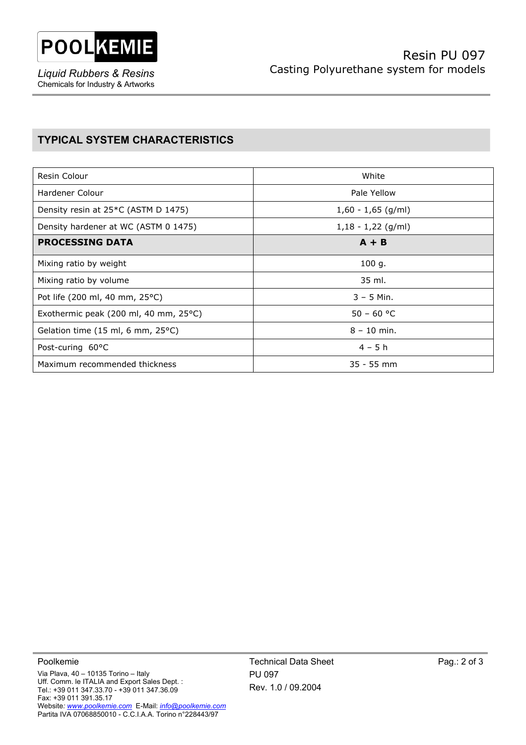## TYPICAL SYSTEM CHARACTERISTICS

| Resin Colour | White |
|---|---|
| Hardener Colour | Pale Yellow |
| Density resin at 25*C (ASTM D 1475) | 1,60 - 1,65 (g/ml) |
| Density hardener at WC (ASTM 0 1475) | 1,18 - 1,22 (g/ml) |
| **PROCESSING DATA** | **A + B** |
| Mixing ratio by weight | 100 g. |
| Mixing ratio by volume | 35 ml. |
| Pot life (200 ml, 40 mm, 25°C) | 3 – 5 Min. |
| Exothermic peak (200 ml, 40 mm, 25°C) | 50 – 60 °C |
| Gelation time (15 ml, 6 mm, 25°C) | 8 – 10 min. |
| Post-curing 60°C | 4 – 5 h |
| Maximum recommended thickness | 35 - 55 mm |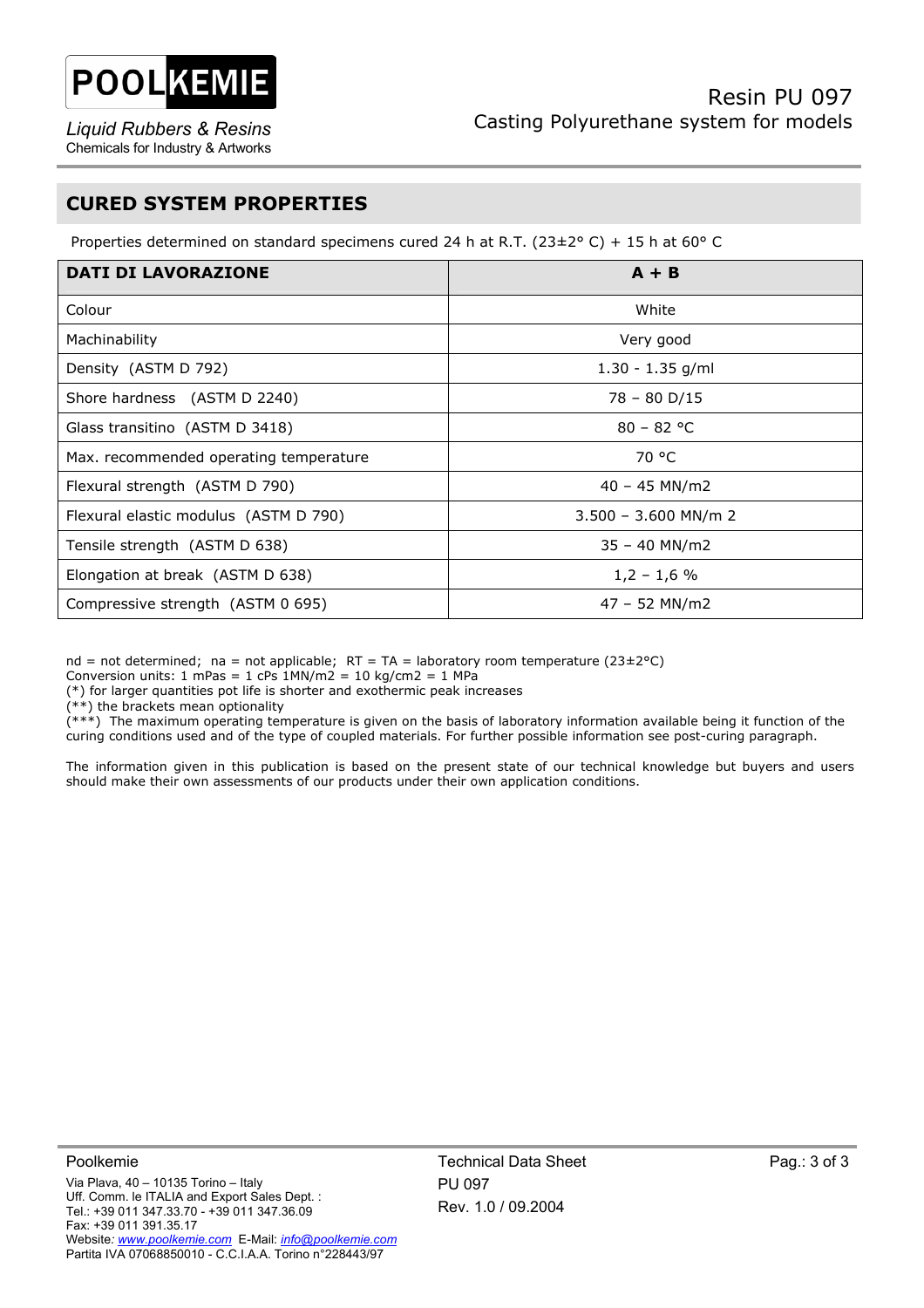## CURED SYSTEM PROPERTIES

Properties determined on standard specimens cured 24 h at R.T. (23±2° C) + 15 h at 60° C

| DATI DI LAVORAZIONE | A + B |
|---|---|
| Colour | White |
| Machinability | Very good |
| Density (ASTM D 792) | 1.30 - 1.35 g/ml |
| Shore hardness (ASTM D 2240) | 78 – 80 D/15 |
| Glass transitino (ASTM D 3418) | 80 – 82 °C |
| Max. recommended operating temperature | 70 °C |
| Flexural strength (ASTM D 790) | 40 – 45 MN/m2 |
| Flexural elastic modulus (ASTM D 790) | 3.500 – 3.600 MN/m 2 |
| Tensile strength (ASTM D 638) | 35 – 40 MN/m2 |
| Elongation at break (ASTM D 638) | 1,2 – 1,6 % |
| Compressive strength (ASTM 0 695) | 47 – 52 MN/m2 |

nd = not determined; na = not applicable; RT = TA = laboratory room temperature (23±2°C)
Conversion units: 1 mPas = 1 cPs 1MN/m2 = 10 kg/cm2 = 1 MPa
(*) for larger quantities pot life is shorter and exothermic peak increases
(**) the brackets mean optionality
(***) The maximum operating temperature is given on the basis of laboratory information available being it function of the curing conditions used and of the type of coupled materials. For further possible information see post-curing paragraph.

The information given in this publication is based on the present state of our technical knowledge but buyers and users should make their own assessments of our products under their own application conditions.